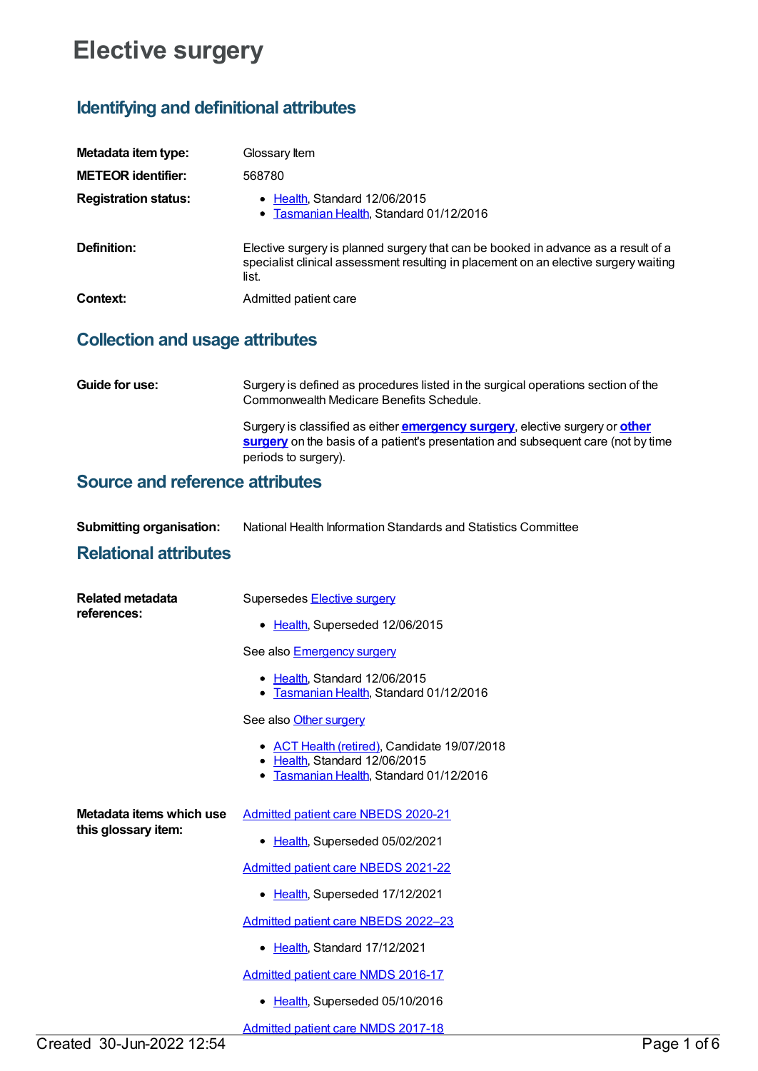# Elective surgery

## Identifying and definitional attributes

**Metadata item type:** Glossary Item

**METEOR identifier:** 568780

**Registration status:**

- Health, Standard 12/06/2015
- Tasmanian Health, Standard 01/12/2016

**Definition:** Elective surgery is planned surgery that can be booked in advance as a result of a specialist clinical assessment resulting in placement on an elective surgery waiting list.

**Context:** Admitted patient care

## Collection and usage attributes

**Guide for use:** Surgery is defined as procedures listed in the surgical operations section of the Commonwealth Medicare Benefits Schedule.

Surgery is classified as either **emergency surgery**, elective surgery or **other surgery** on the basis of a patient's presentation and subsequent care (not by time periods to surgery).

## Source and reference attributes

**Submitting organisation:** National Health Information Standards and Statistics Committee

## Relational attributes

**Related metadata references:**

Supersedes Elective surgery

- Health, Superseded 12/06/2015

See also Emergency surgery

- Health, Standard 12/06/2015
- Tasmanian Health, Standard 01/12/2016

See also Other surgery

- ACT Health (retired), Candidate 19/07/2018
- Health, Standard 12/06/2015
- Tasmanian Health, Standard 01/12/2016

**Metadata items which use this glossary item:**

Admitted patient care NBEDS 2020-21

- Health, Superseded 05/02/2021

Admitted patient care NBEDS 2021-22

- Health, Superseded 17/12/2021

Admitted patient care NBEDS 2022–23

- Health, Standard 17/12/2021

Admitted patient care NMDS 2016-17

- Health, Superseded 05/10/2016

Admitted patient care NMDS 2017-18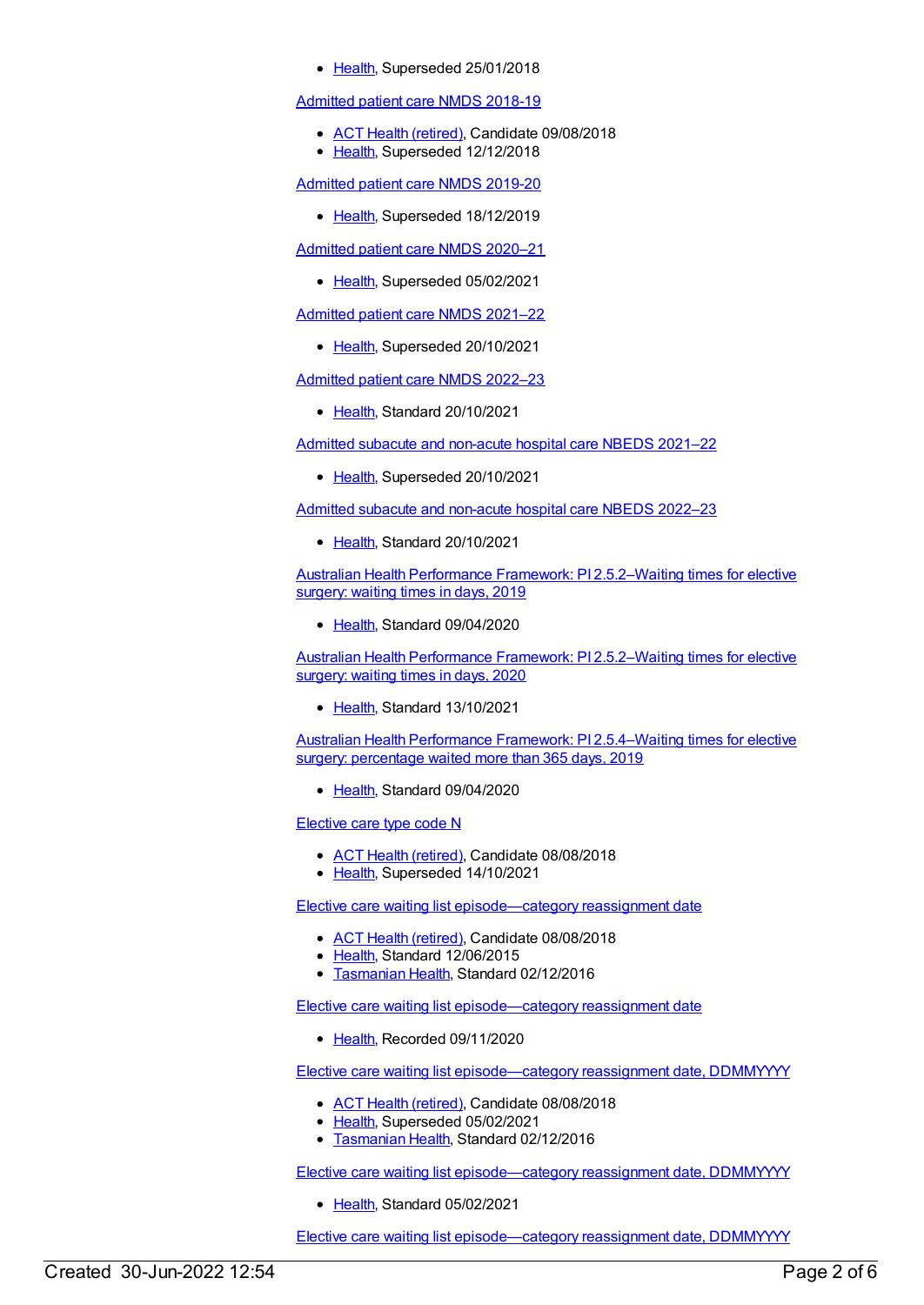- Health, Superseded 25/01/2018

Admitted patient care NMDS 2018-19

- ACT Health (retired), Candidate 09/08/2018
- Health, Superseded 12/12/2018

Admitted patient care NMDS 2019-20

- Health, Superseded 18/12/2019

Admitted patient care NMDS 2020–21

- Health, Superseded 05/02/2021

Admitted patient care NMDS 2021–22

- Health, Superseded 20/10/2021

Admitted patient care NMDS 2022–23

- Health, Standard 20/10/2021

Admitted subacute and non-acute hospital care NBEDS 2021–22

- Health, Superseded 20/10/2021

Admitted subacute and non-acute hospital care NBEDS 2022–23

- Health, Standard 20/10/2021

Australian Health Performance Framework: PI 2.5.2–Waiting times for elective surgery: waiting times in days, 2019

- Health, Standard 09/04/2020

Australian Health Performance Framework: PI 2.5.2–Waiting times for elective surgery: waiting times in days, 2020

- Health, Standard 13/10/2021

Australian Health Performance Framework: PI 2.5.4–Waiting times for elective surgery: percentage waited more than 365 days, 2019

- Health, Standard 09/04/2020

Elective care type code N

- ACT Health (retired), Candidate 08/08/2018
- Health, Superseded 14/10/2021

Elective care waiting list episode—category reassignment date

- ACT Health (retired), Candidate 08/08/2018
- Health, Standard 12/06/2015
- Tasmanian Health, Standard 02/12/2016

Elective care waiting list episode—category reassignment date

- Health, Recorded 09/11/2020

Elective care waiting list episode—category reassignment date, DDMMYYYY

- ACT Health (retired), Candidate 08/08/2018
- Health, Superseded 05/02/2021
- Tasmanian Health, Standard 02/12/2016

Elective care waiting list episode—category reassignment date, DDMMYYYY

- Health, Standard 05/02/2021

Elective care waiting list episode—category reassignment date, DDMMYYYY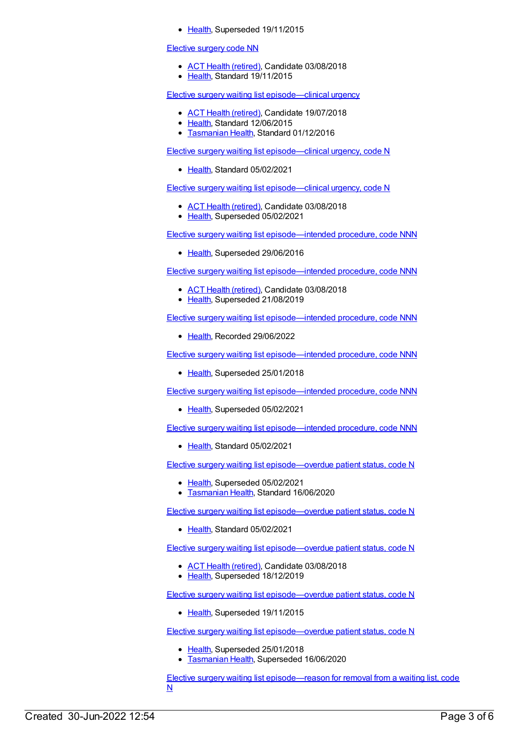- Health, Superseded 19/11/2015

Elective surgery code NN

- ACT Health (retired), Candidate 03/08/2018
- Health, Standard 19/11/2015

Elective surgery waiting list episode—clinical urgency

- ACT Health (retired), Candidate 19/07/2018
- Health, Standard 12/06/2015
- Tasmanian Health, Standard 01/12/2016

Elective surgery waiting list episode—clinical urgency, code N

- Health, Standard 05/02/2021

Elective surgery waiting list episode—clinical urgency, code N

- ACT Health (retired), Candidate 03/08/2018
- Health, Superseded 05/02/2021

Elective surgery waiting list episode—intended procedure, code NNN

- Health, Superseded 29/06/2016

Elective surgery waiting list episode—intended procedure, code NNN

- ACT Health (retired), Candidate 03/08/2018
- Health, Superseded 21/08/2019

Elective surgery waiting list episode—intended procedure, code NNN

- Health, Recorded 29/06/2022

Elective surgery waiting list episode—intended procedure, code NNN

- Health, Superseded 25/01/2018

Elective surgery waiting list episode—intended procedure, code NNN

- Health, Superseded 05/02/2021

Elective surgery waiting list episode—intended procedure, code NNN

- Health, Standard 05/02/2021

Elective surgery waiting list episode—overdue patient status, code N

- Health, Superseded 05/02/2021
- Tasmanian Health, Standard 16/06/2020

Elective surgery waiting list episode—overdue patient status, code N

- Health, Standard 05/02/2021

Elective surgery waiting list episode—overdue patient status, code N

- ACT Health (retired), Candidate 03/08/2018
- Health, Superseded 18/12/2019

Elective surgery waiting list episode—overdue patient status, code N

- Health, Superseded 19/11/2015

Elective surgery waiting list episode—overdue patient status, code N

- Health, Superseded 25/01/2018
- Tasmanian Health, Superseded 16/06/2020

Elective surgery waiting list episode—reason for removal from a waiting list, code N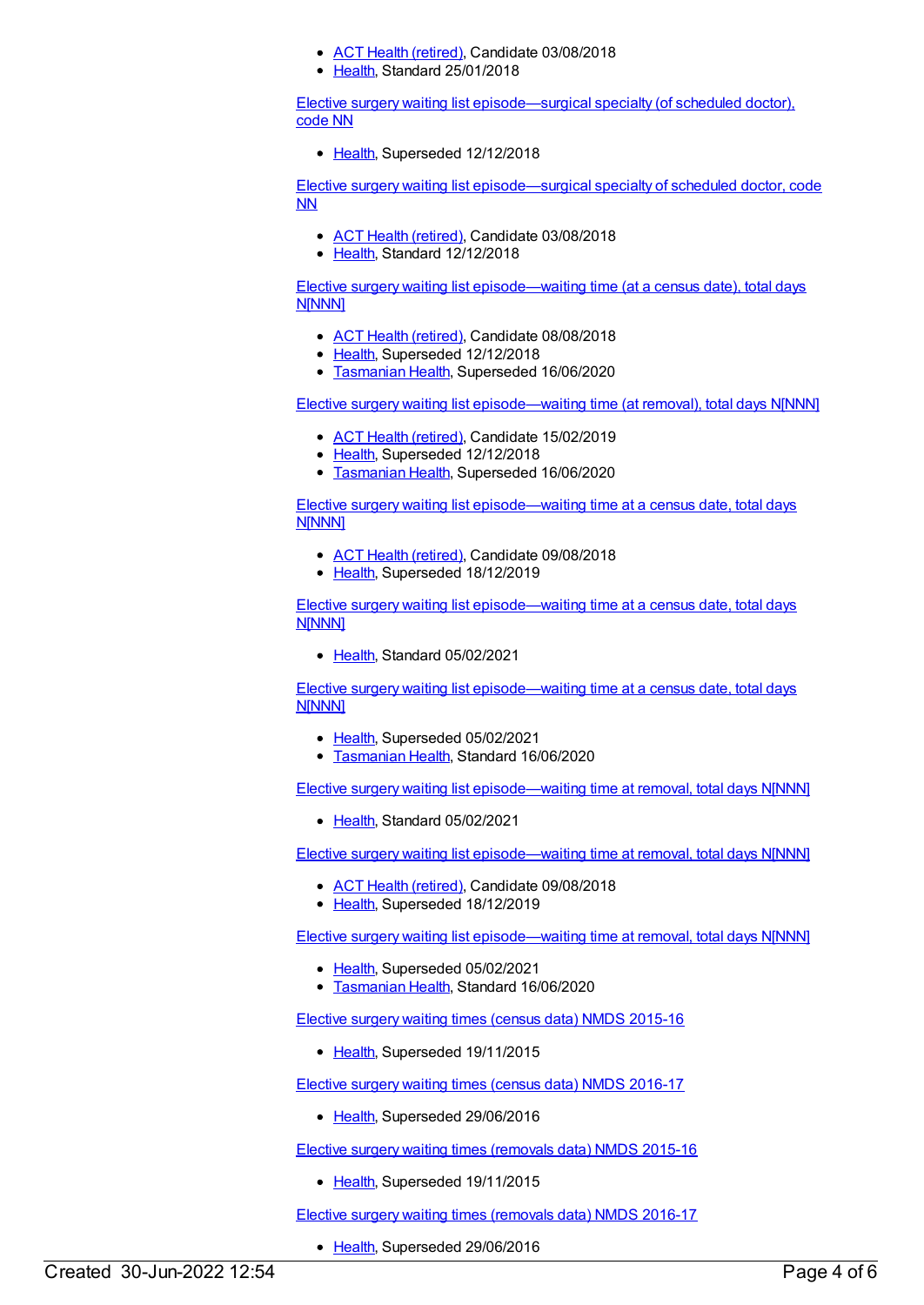- ACT Health (retired), Candidate 03/08/2018
- Health, Standard 25/01/2018

Elective surgery waiting list episode—surgical specialty (of scheduled doctor), code NN

- Health, Superseded 12/12/2018

Elective surgery waiting list episode—surgical specialty of scheduled doctor, code NN

- ACT Health (retired), Candidate 03/08/2018
- Health, Standard 12/12/2018

Elective surgery waiting list episode—waiting time (at a census date), total days N[NNN]

- ACT Health (retired), Candidate 08/08/2018
- Health, Superseded 12/12/2018
- Tasmanian Health, Superseded 16/06/2020

Elective surgery waiting list episode—waiting time (at removal), total days N[NNN]

- ACT Health (retired), Candidate 15/02/2019
- Health, Superseded 12/12/2018
- Tasmanian Health, Superseded 16/06/2020

Elective surgery waiting list episode—waiting time at a census date, total days N[NNN]

- ACT Health (retired), Candidate 09/08/2018
- Health, Superseded 18/12/2019

Elective surgery waiting list episode—waiting time at a census date, total days N[NNN]

- Health, Standard 05/02/2021

Elective surgery waiting list episode—waiting time at a census date, total days N[NNN]

- Health, Superseded 05/02/2021
- Tasmanian Health, Standard 16/06/2020

Elective surgery waiting list episode—waiting time at removal, total days N[NNN]

- Health, Standard 05/02/2021

Elective surgery waiting list episode—waiting time at removal, total days N[NNN]

- ACT Health (retired), Candidate 09/08/2018
- Health, Superseded 18/12/2019

Elective surgery waiting list episode—waiting time at removal, total days N[NNN]

- Health, Superseded 05/02/2021
- Tasmanian Health, Standard 16/06/2020

Elective surgery waiting times (census data) NMDS 2015-16

- Health, Superseded 19/11/2015

Elective surgery waiting times (census data) NMDS 2016-17

- Health, Superseded 29/06/2016

Elective surgery waiting times (removals data) NMDS 2015-16

- Health, Superseded 19/11/2015

Elective surgery waiting times (removals data) NMDS 2016-17

- Health, Superseded 29/06/2016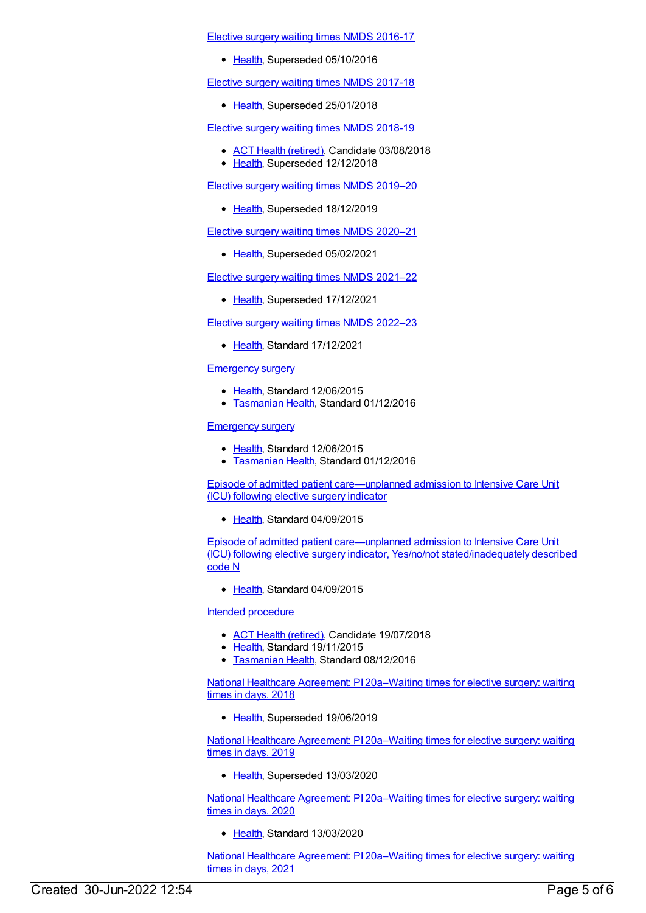Elective surgery waiting times NMDS 2016-17

- Health, Superseded 05/10/2016

Elective surgery waiting times NMDS 2017-18

- Health, Superseded 25/01/2018

Elective surgery waiting times NMDS 2018-19

- ACT Health (retired), Candidate 03/08/2018
- Health, Superseded 12/12/2018

Elective surgery waiting times NMDS 2019–20

- Health, Superseded 18/12/2019

Elective surgery waiting times NMDS 2020–21

- Health, Superseded 05/02/2021

Elective surgery waiting times NMDS 2021–22

- Health, Superseded 17/12/2021

Elective surgery waiting times NMDS 2022–23

- Health, Standard 17/12/2021

Emergency surgery

- Health, Standard 12/06/2015
- Tasmanian Health, Standard 01/12/2016

Emergency surgery

- Health, Standard 12/06/2015
- Tasmanian Health, Standard 01/12/2016

Episode of admitted patient care—unplanned admission to Intensive Care Unit (ICU) following elective surgery indicator

- Health, Standard 04/09/2015

Episode of admitted patient care—unplanned admission to Intensive Care Unit (ICU) following elective surgery indicator, Yes/no/not stated/inadequately described code N

- Health, Standard 04/09/2015

Intended procedure

- ACT Health (retired), Candidate 19/07/2018
- Health, Standard 19/11/2015
- Tasmanian Health, Standard 08/12/2016

National Healthcare Agreement: PI 20a–Waiting times for elective surgery: waiting times in days, 2018

- Health, Superseded 19/06/2019

National Healthcare Agreement: PI 20a–Waiting times for elective surgery: waiting times in days, 2019

- Health, Superseded 13/03/2020

National Healthcare Agreement: PI 20a–Waiting times for elective surgery: waiting times in days, 2020

- Health, Standard 13/03/2020

National Healthcare Agreement: PI 20a–Waiting times for elective surgery: waiting times in days, 2021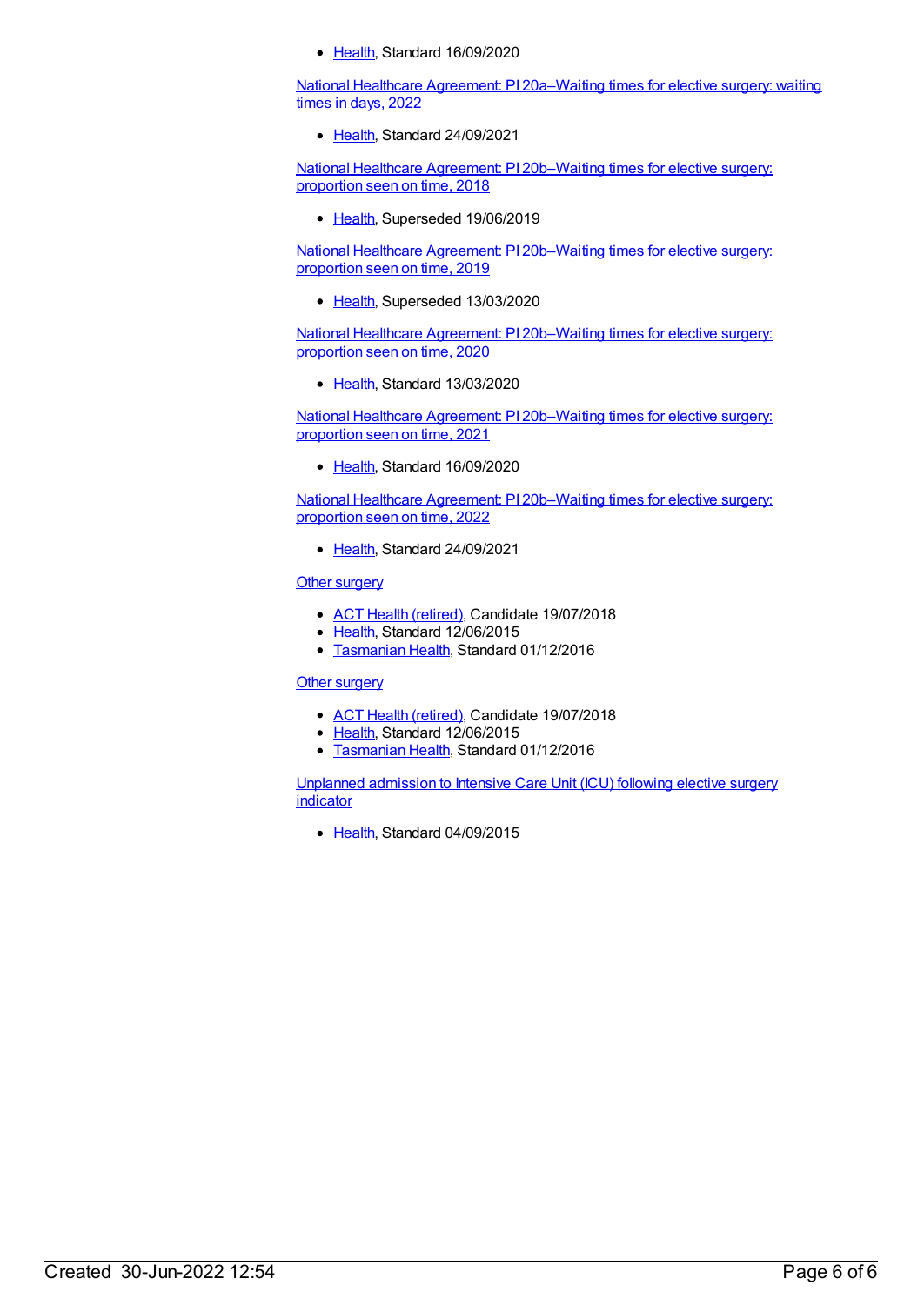- Health, Standard 16/09/2020

National Healthcare Agreement: PI 20a–Waiting times for elective surgery: waiting times in days, 2022

- Health, Standard 24/09/2021

National Healthcare Agreement: PI 20b–Waiting times for elective surgery: proportion seen on time, 2018

- Health, Superseded 19/06/2019

National Healthcare Agreement: PI 20b–Waiting times for elective surgery: proportion seen on time, 2019

- Health, Superseded 13/03/2020

National Healthcare Agreement: PI 20b–Waiting times for elective surgery: proportion seen on time, 2020

- Health, Standard 13/03/2020

National Healthcare Agreement: PI 20b–Waiting times for elective surgery: proportion seen on time, 2021

- Health, Standard 16/09/2020

National Healthcare Agreement: PI 20b–Waiting times for elective surgery: proportion seen on time, 2022

- Health, Standard 24/09/2021

Other surgery

- ACT Health (retired), Candidate 19/07/2018
- Health, Standard 12/06/2015
- Tasmanian Health, Standard 01/12/2016

Other surgery

- ACT Health (retired), Candidate 19/07/2018
- Health, Standard 12/06/2015
- Tasmanian Health, Standard 01/12/2016

Unplanned admission to Intensive Care Unit (ICU) following elective surgery indicator

- Health, Standard 04/09/2015